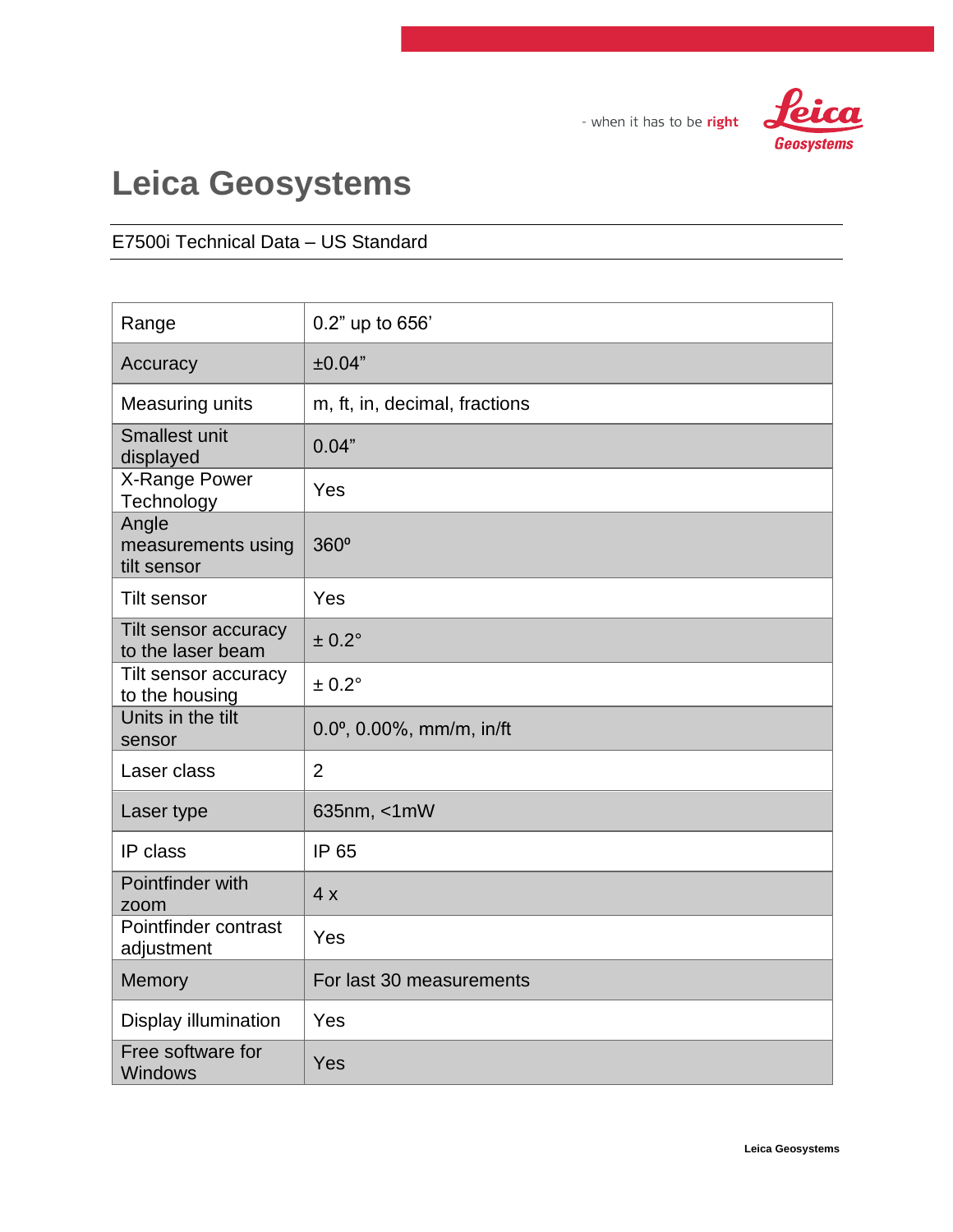- when it has to be **right**

# Leica Geosystems

E7500i Technical Data – US Standard

| | |
|---|---|
| Range | 0.2” up to 656’ |
| Accuracy | ±0.04” |
| Measuring units | m, ft, in, decimal, fractions |
| Smallest unit displayed | 0.04” |
| X-Range Power Technology | Yes |
| Angle measurements using tilt sensor | 360º |
| Tilt sensor | Yes |
| Tilt sensor accuracy to the laser beam | ± 0.2° |
| Tilt sensor accuracy to the housing | ± 0.2° |
| Units in the tilt sensor | 0.0º, 0.00%, mm/m, in/ft |
| Laser class | 2 |
| Laser type | 635nm, <1mW |
| IP class | IP 65 |
| Pointfinder with zoom | 4 x |
| Pointfinder contrast adjustment | Yes |
| Memory | For last 30 measurements |
| Display illumination | Yes |
| Free software for Windows | Yes |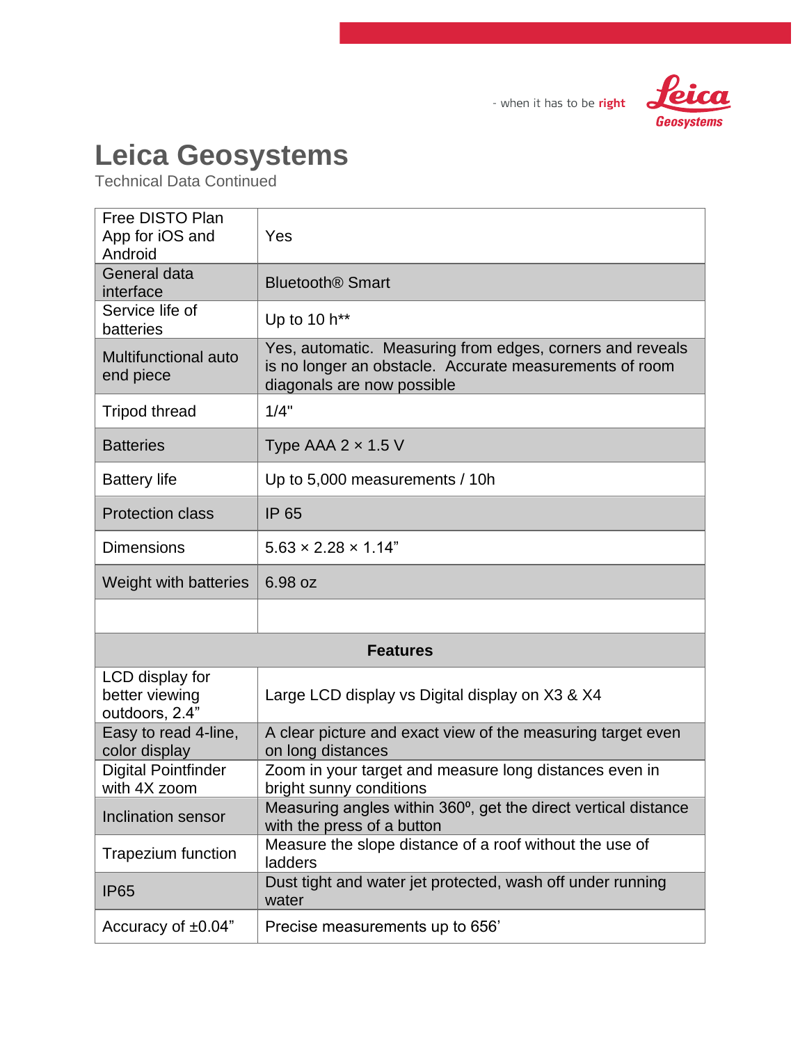# Leica Geosystems

Technical Data Continued

| | |
|---|---|
| Free DISTO Plan App for iOS and Android | Yes |
| General data interface | Bluetooth® Smart |
| Service life of batteries | Up to 10 h** |
| Multifunctional auto end piece | Yes, automatic. Measuring from edges, corners and reveals is no longer an obstacle. Accurate measurements of room diagonals are now possible |
| Tripod thread | 1/4" |
| Batteries | Type AAA 2 × 1.5 V |
| Battery life | Up to 5,000 measurements / 10h |
| Protection class | IP 65 |
| Dimensions | 5.63 × 2.28 × 1.14" |
| Weight with batteries | 6.98 oz |
| | |
| **Features** | |
| LCD display for better viewing outdoors, 2.4" | Large LCD display vs Digital display on X3 & X4 |
| Easy to read 4-line, color display | A clear picture and exact view of the measuring target even on long distances |
| Digital Pointfinder with 4X zoom | Zoom in your target and measure long distances even in bright sunny conditions |
| Inclination sensor | Measuring angles within 360º, get the direct vertical distance with the press of a button |
| Trapezium function | Measure the slope distance of a roof without the use of ladders |
| IP65 | Dust tight and water jet protected, wash off under running water |
| Accuracy of ±0.04" | Precise measurements up to 656' |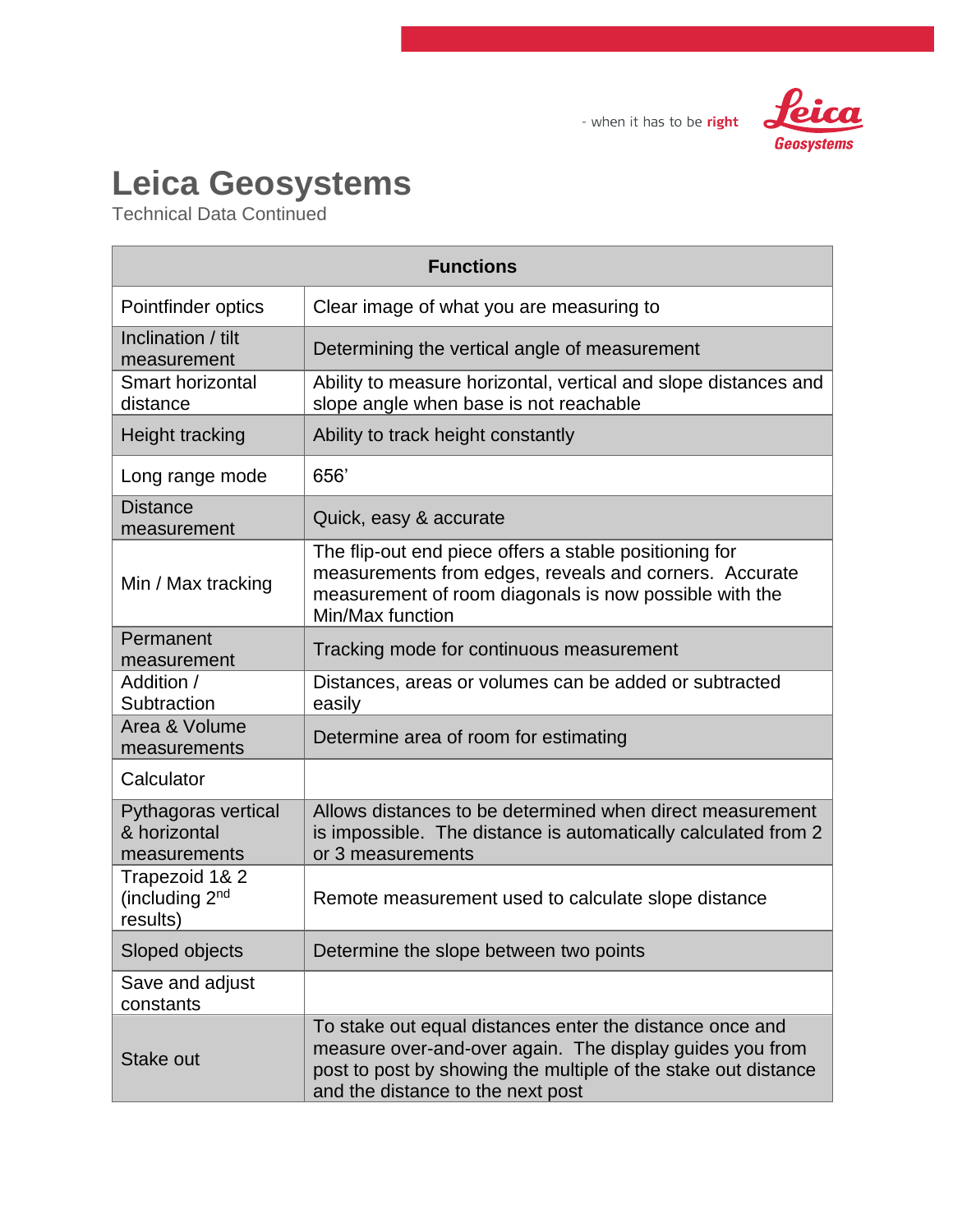- when it has to be **right**

# Leica Geosystems

Technical Data Continued

| Functions | |
|---|---|
| Pointfinder optics | Clear image of what you are measuring to |
| Inclination / tilt measurement | Determining the vertical angle of measurement |
| Smart horizontal distance | Ability to measure horizontal, vertical and slope distances and slope angle when base is not reachable |
| Height tracking | Ability to track height constantly |
| Long range mode | 656’ |
| Distance measurement | Quick, easy & accurate |
| Min / Max tracking | The flip-out end piece offers a stable positioning for measurements from edges, reveals and corners. Accurate measurement of room diagonals is now possible with the Min/Max function |
| Permanent measurement | Tracking mode for continuous measurement |
| Addition / Subtraction | Distances, areas or volumes can be added or subtracted easily |
| Area & Volume measurements | Determine area of room for estimating |
| Calculator | |
| Pythagoras vertical & horizontal measurements | Allows distances to be determined when direct measurement is impossible. The distance is automatically calculated from 2 or 3 measurements |
| Trapezoid 1& 2 (including 2nd results) | Remote measurement used to calculate slope distance |
| Sloped objects | Determine the slope between two points |
| Save and adjust constants | |
| Stake out | To stake out equal distances enter the distance once and measure over-and-over again. The display guides you from post to post by showing the multiple of the stake out distance and the distance to the next post |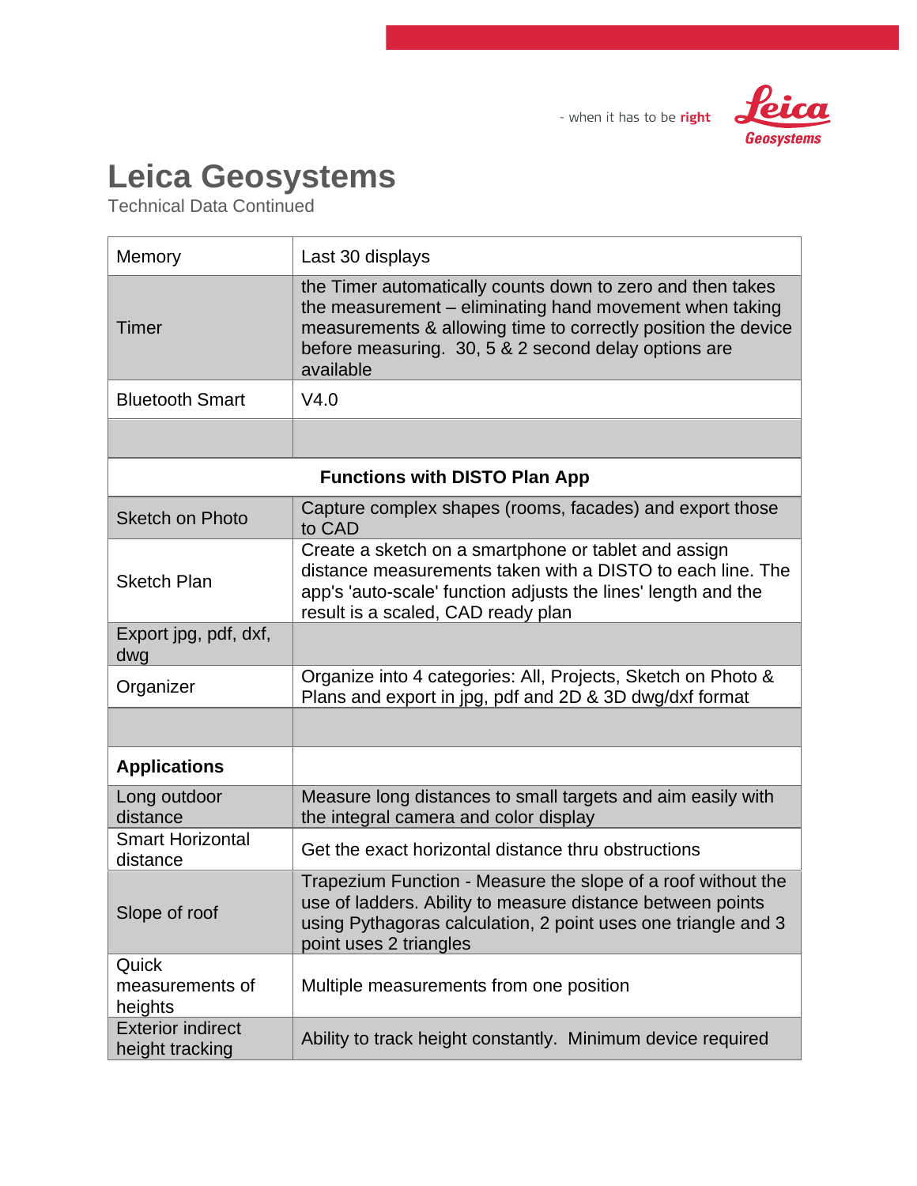# Leica Geosystems

Technical Data Continued

| | |
|---|---|
| Memory | Last 30 displays |
| Timer | the Timer automatically counts down to zero and then takes the measurement – eliminating hand movement when taking measurements & allowing time to correctly position the device before measuring. 30, 5 & 2 second delay options are available |
| Bluetooth Smart | V4.0 |
| | |
| **Functions with DISTO Plan App** | |
| Sketch on Photo | Capture complex shapes (rooms, facades) and export those to CAD |
| Sketch Plan | Create a sketch on a smartphone or tablet and assign distance measurements taken with a DISTO to each line. The app's 'auto-scale' function adjusts the lines' length and the result is a scaled, CAD ready plan |
| Export jpg, pdf, dxf, dwg | |
| Organizer | Organize into 4 categories: All, Projects, Sketch on Photo & Plans and export in jpg, pdf and 2D & 3D dwg/dxf format |
| | |
| **Applications** | |
| Long outdoor distance | Measure long distances to small targets and aim easily with the integral camera and color display |
| Smart Horizontal distance | Get the exact horizontal distance thru obstructions |
| Slope of roof | Trapezium Function - Measure the slope of a roof without the use of ladders. Ability to measure distance between points using Pythagoras calculation, 2 point uses one triangle and 3 point uses 2 triangles |
| Quick measurements of heights | Multiple measurements from one position |
| Exterior indirect height tracking | Ability to track height constantly. Minimum device required |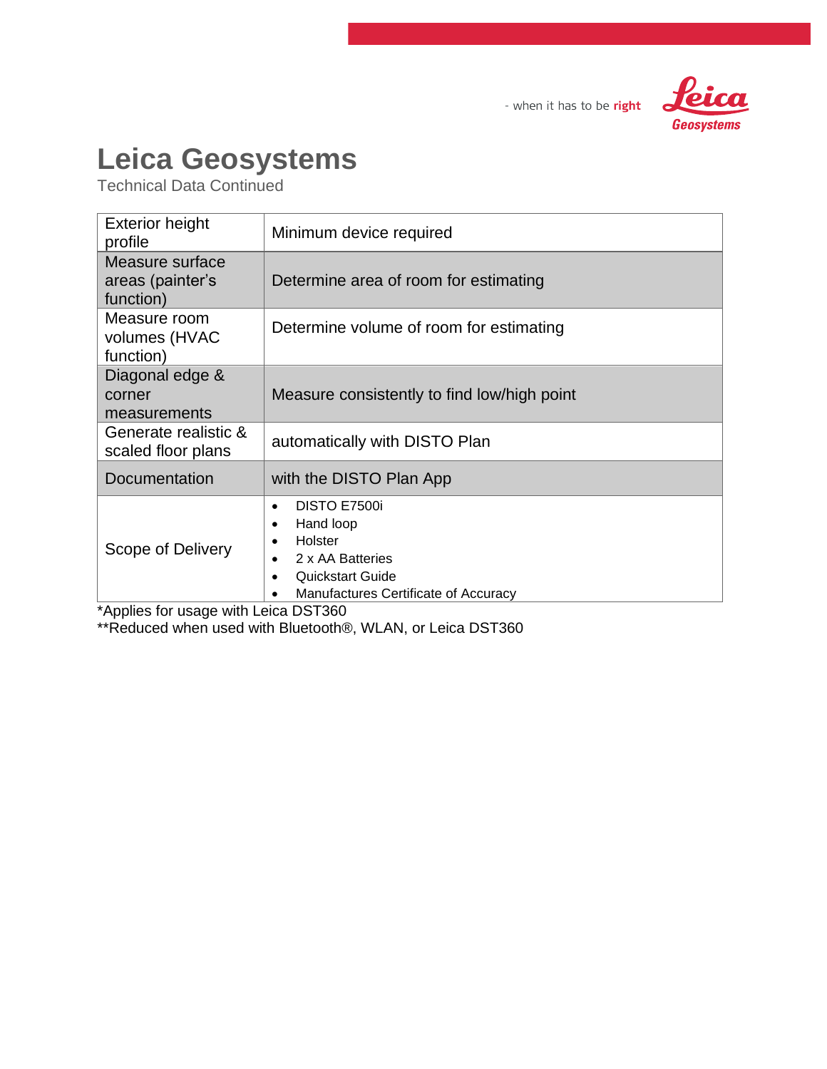# Leica Geosystems

Technical Data Continued

| | |
|---|---|
| Exterior height profile | Minimum device required |
| Measure surface areas (painter's function) | Determine area of room for estimating |
| Measure room volumes (HVAC function) | Determine volume of room for estimating |
| Diagonal edge & corner measurements | Measure consistently to find low/high point |
| Generate realistic & scaled floor plans | automatically with DISTO Plan |
| Documentation | with the DISTO Plan App |
| Scope of Delivery | • DISTO E7500i<br>• Hand loop<br>• Holster<br>• 2 x AA Batteries<br>• Quickstart Guide<br>• Manufactures Certificate of Accuracy |

*Applies for usage with Leica DST360

**Reduced when used with Bluetooth®, WLAN, or Leica DST360